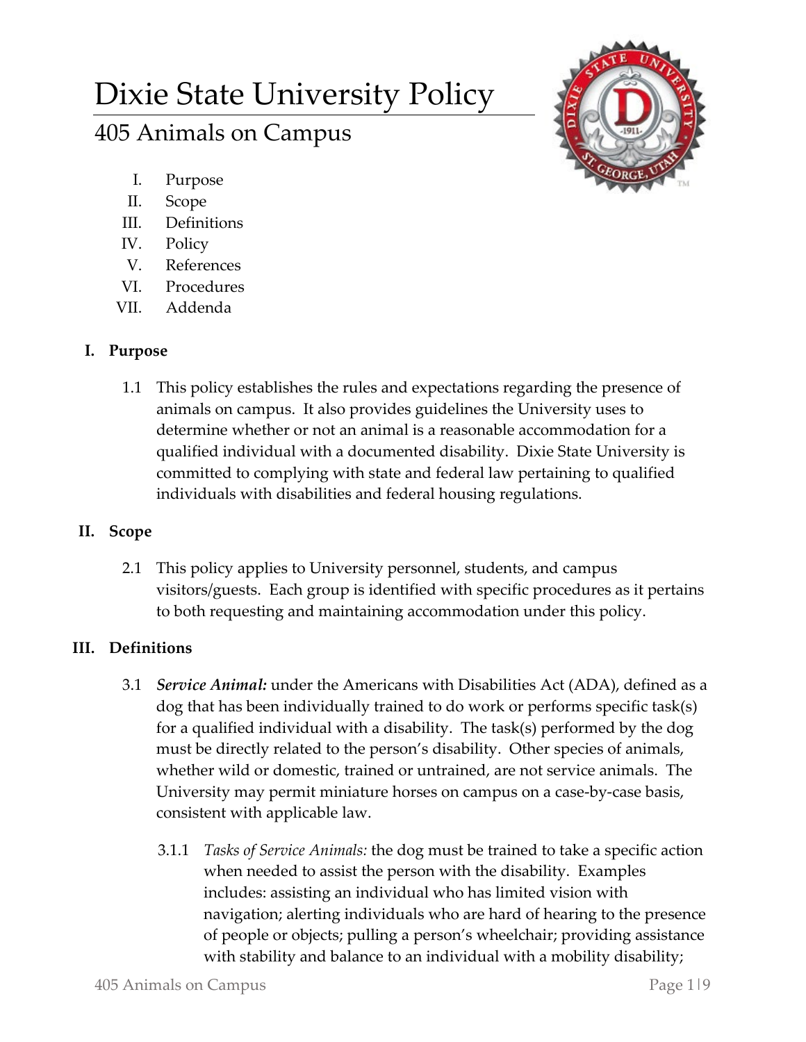# Dixie State University Policy

## 405 Animals on Campus

I. Purpose
II. Scope
III. Definitions
IV. Policy
V. References
VI. Procedures
VII. Addenda

### I. Purpose

1.1 This policy establishes the rules and expectations regarding the presence of animals on campus. It also provides guidelines the University uses to determine whether or not an animal is a reasonable accommodation for a qualified individual with a documented disability. Dixie State University is committed to complying with state and federal law pertaining to qualified individuals with disabilities and federal housing regulations.

### II. Scope

2.1 This policy applies to University personnel, students, and campus visitors/guests. Each group is identified with specific procedures as it pertains to both requesting and maintaining accommodation under this policy.

### III. Definitions

3.1 ***Service Animal:*** under the Americans with Disabilities Act (ADA), defined as a dog that has been individually trained to do work or performs specific task(s) for a qualified individual with a disability. The task(s) performed by the dog must be directly related to the person's disability. Other species of animals, whether wild or domestic, trained or untrained, are not service animals. The University may permit miniature horses on campus on a case-by-case basis, consistent with applicable law.

3.1.1 *Tasks of Service Animals:* the dog must be trained to take a specific action when needed to assist the person with the disability. Examples includes: assisting an individual who has limited vision with navigation; alerting individuals who are hard of hearing to the presence of people or objects; pulling a person's wheelchair; providing assistance with stability and balance to an individual with a mobility disability;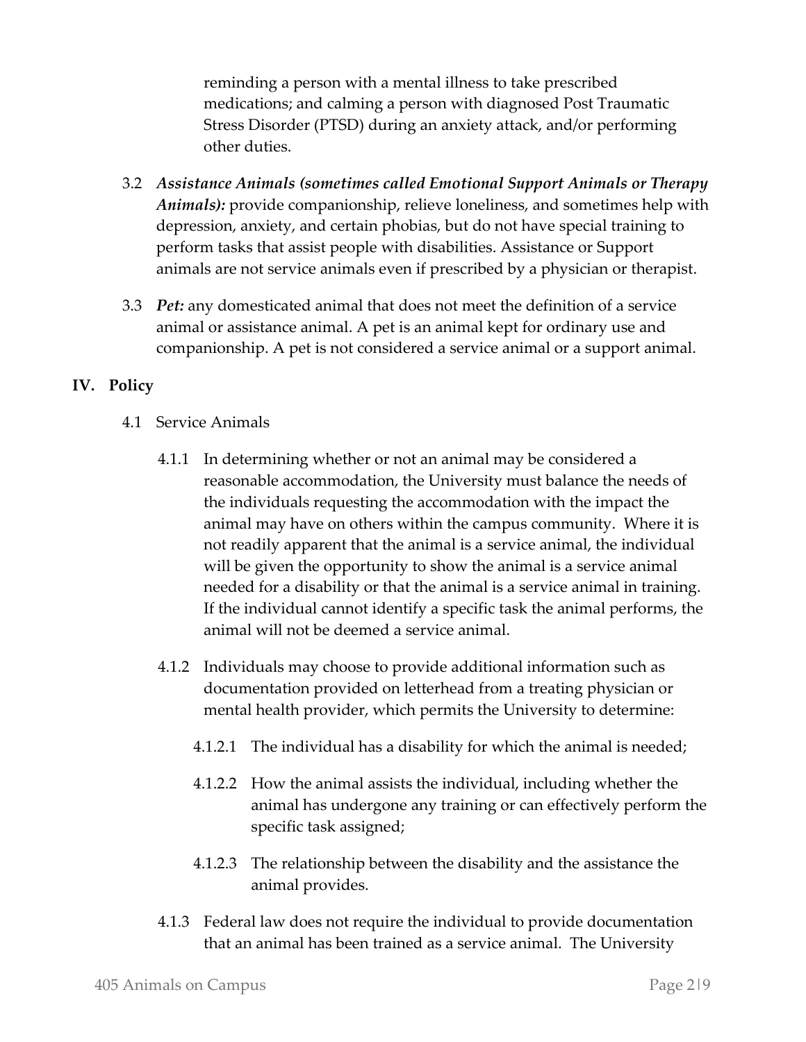reminding a person with a mental illness to take prescribed medications; and calming a person with diagnosed Post Traumatic Stress Disorder (PTSD) during an anxiety attack, and/or performing other duties.

3.2 ***Assistance Animals (sometimes called Emotional Support Animals or Therapy Animals):*** provide companionship, relieve loneliness, and sometimes help with depression, anxiety, and certain phobias, but do not have special training to perform tasks that assist people with disabilities. Assistance or Support animals are not service animals even if prescribed by a physician or therapist.

3.3 ***Pet:*** any domesticated animal that does not meet the definition of a service animal or assistance animal. A pet is an animal kept for ordinary use and companionship. A pet is not considered a service animal or a support animal.

## IV. Policy

4.1 Service Animals

4.1.1 In determining whether or not an animal may be considered a reasonable accommodation, the University must balance the needs of the individuals requesting the accommodation with the impact the animal may have on others within the campus community. Where it is not readily apparent that the animal is a service animal, the individual will be given the opportunity to show the animal is a service animal needed for a disability or that the animal is a service animal in training. If the individual cannot identify a specific task the animal performs, the animal will not be deemed a service animal.

4.1.2 Individuals may choose to provide additional information such as documentation provided on letterhead from a treating physician or mental health provider, which permits the University to determine:

4.1.2.1 The individual has a disability for which the animal is needed;

4.1.2.2 How the animal assists the individual, including whether the animal has undergone any training or can effectively perform the specific task assigned;

4.1.2.3 The relationship between the disability and the assistance the animal provides.

4.1.3 Federal law does not require the individual to provide documentation that an animal has been trained as a service animal. The University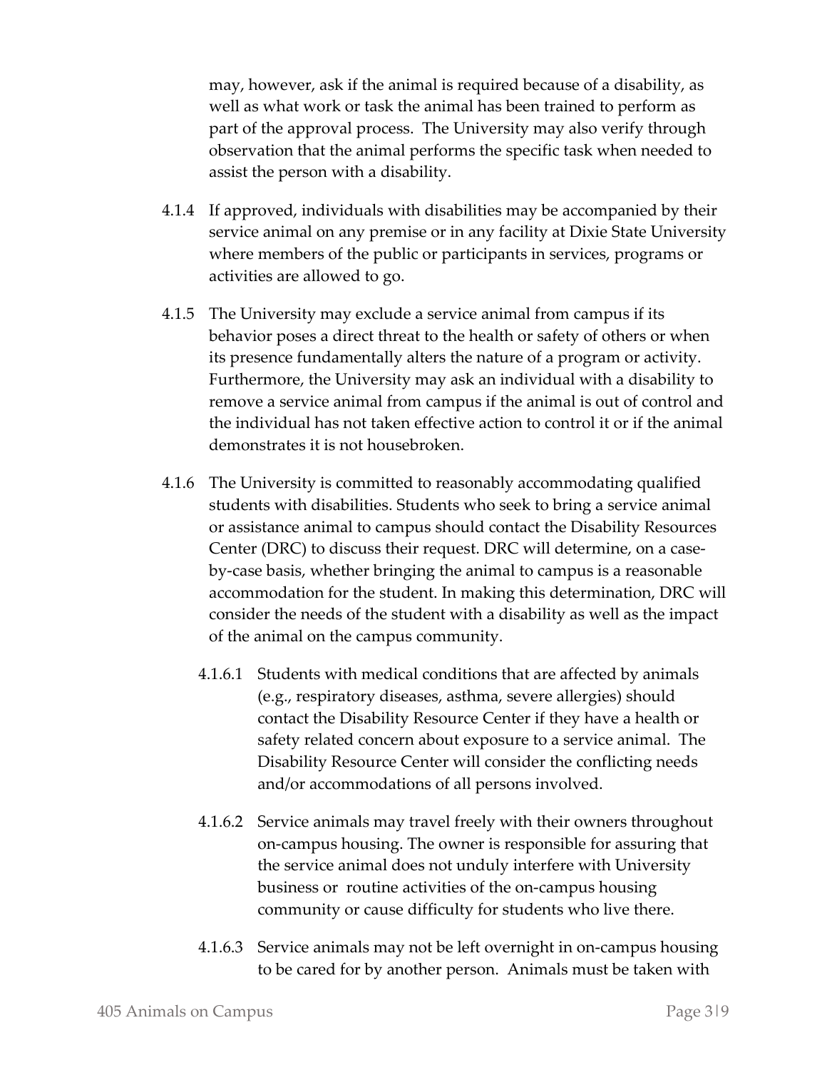may, however, ask if the animal is required because of a disability, as well as what work or task the animal has been trained to perform as part of the approval process. The University may also verify through observation that the animal performs the specific task when needed to assist the person with a disability.

4.1.4 If approved, individuals with disabilities may be accompanied by their service animal on any premise or in any facility at Dixie State University where members of the public or participants in services, programs or activities are allowed to go.

4.1.5 The University may exclude a service animal from campus if its behavior poses a direct threat to the health or safety of others or when its presence fundamentally alters the nature of a program or activity. Furthermore, the University may ask an individual with a disability to remove a service animal from campus if the animal is out of control and the individual has not taken effective action to control it or if the animal demonstrates it is not housebroken.

4.1.6 The University is committed to reasonably accommodating qualified students with disabilities. Students who seek to bring a service animal or assistance animal to campus should contact the Disability Resources Center (DRC) to discuss their request. DRC will determine, on a case-by-case basis, whether bringing the animal to campus is a reasonable accommodation for the student. In making this determination, DRC will consider the needs of the student with a disability as well as the impact of the animal on the campus community.

4.1.6.1 Students with medical conditions that are affected by animals (e.g., respiratory diseases, asthma, severe allergies) should contact the Disability Resource Center if they have a health or safety related concern about exposure to a service animal. The Disability Resource Center will consider the conflicting needs and/or accommodations of all persons involved.

4.1.6.2 Service animals may travel freely with their owners throughout on-campus housing. The owner is responsible for assuring that the service animal does not unduly interfere with University business or routine activities of the on-campus housing community or cause difficulty for students who live there.

4.1.6.3 Service animals may not be left overnight in on-campus housing to be cared for by another person. Animals must be taken with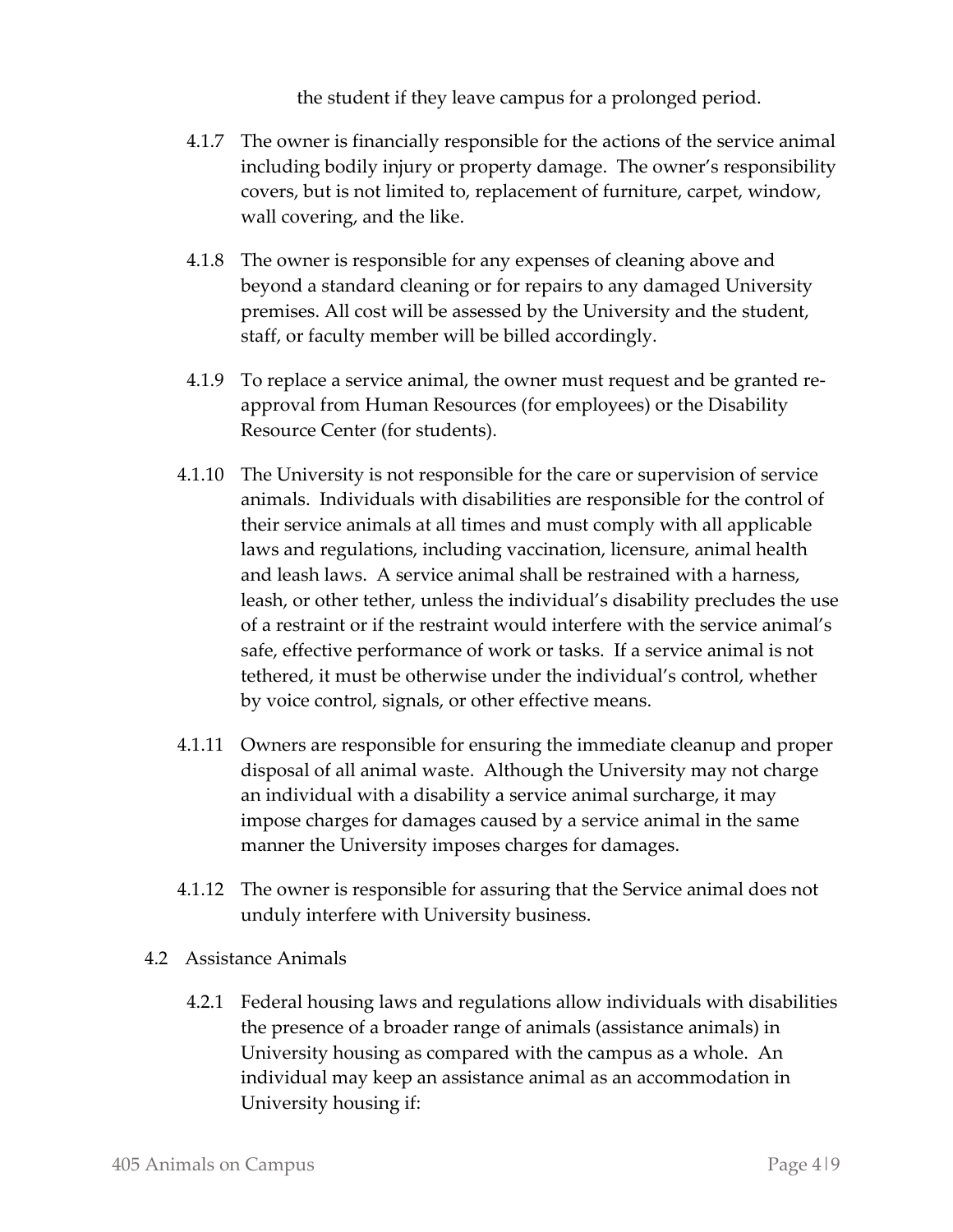the student if they leave campus for a prolonged period.

4.1.7 The owner is financially responsible for the actions of the service animal including bodily injury or property damage. The owner's responsibility covers, but is not limited to, replacement of furniture, carpet, window, wall covering, and the like.

4.1.8 The owner is responsible for any expenses of cleaning above and beyond a standard cleaning or for repairs to any damaged University premises. All cost will be assessed by the University and the student, staff, or faculty member will be billed accordingly.

4.1.9 To replace a service animal, the owner must request and be granted re-approval from Human Resources (for employees) or the Disability Resource Center (for students).

4.1.10 The University is not responsible for the care or supervision of service animals. Individuals with disabilities are responsible for the control of their service animals at all times and must comply with all applicable laws and regulations, including vaccination, licensure, animal health and leash laws. A service animal shall be restrained with a harness, leash, or other tether, unless the individual's disability precludes the use of a restraint or if the restraint would interfere with the service animal's safe, effective performance of work or tasks. If a service animal is not tethered, it must be otherwise under the individual's control, whether by voice control, signals, or other effective means.

4.1.11 Owners are responsible for ensuring the immediate cleanup and proper disposal of all animal waste. Although the University may not charge an individual with a disability a service animal surcharge, it may impose charges for damages caused by a service animal in the same manner the University imposes charges for damages.

4.1.12 The owner is responsible for assuring that the Service animal does not unduly interfere with University business.

4.2 Assistance Animals

4.2.1 Federal housing laws and regulations allow individuals with disabilities the presence of a broader range of animals (assistance animals) in University housing as compared with the campus as a whole. An individual may keep an assistance animal as an accommodation in University housing if: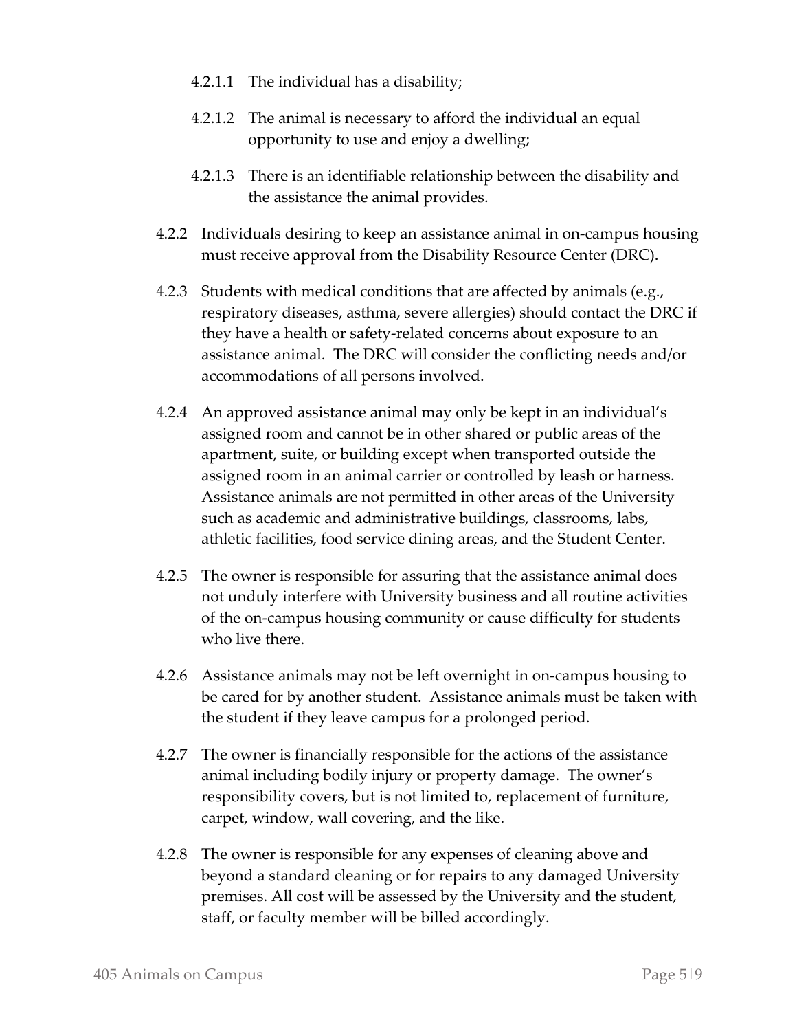4.2.1.1 The individual has a disability;

4.2.1.2 The animal is necessary to afford the individual an equal opportunity to use and enjoy a dwelling;

4.2.1.3 There is an identifiable relationship between the disability and the assistance the animal provides.

4.2.2 Individuals desiring to keep an assistance animal in on-campus housing must receive approval from the Disability Resource Center (DRC).

4.2.3 Students with medical conditions that are affected by animals (e.g., respiratory diseases, asthma, severe allergies) should contact the DRC if they have a health or safety-related concerns about exposure to an assistance animal. The DRC will consider the conflicting needs and/or accommodations of all persons involved.

4.2.4 An approved assistance animal may only be kept in an individual's assigned room and cannot be in other shared or public areas of the apartment, suite, or building except when transported outside the assigned room in an animal carrier or controlled by leash or harness. Assistance animals are not permitted in other areas of the University such as academic and administrative buildings, classrooms, labs, athletic facilities, food service dining areas, and the Student Center.

4.2.5 The owner is responsible for assuring that the assistance animal does not unduly interfere with University business and all routine activities of the on-campus housing community or cause difficulty for students who live there.

4.2.6 Assistance animals may not be left overnight in on-campus housing to be cared for by another student. Assistance animals must be taken with the student if they leave campus for a prolonged period.

4.2.7 The owner is financially responsible for the actions of the assistance animal including bodily injury or property damage. The owner's responsibility covers, but is not limited to, replacement of furniture, carpet, window, wall covering, and the like.

4.2.8 The owner is responsible for any expenses of cleaning above and beyond a standard cleaning or for repairs to any damaged University premises. All cost will be assessed by the University and the student, staff, or faculty member will be billed accordingly.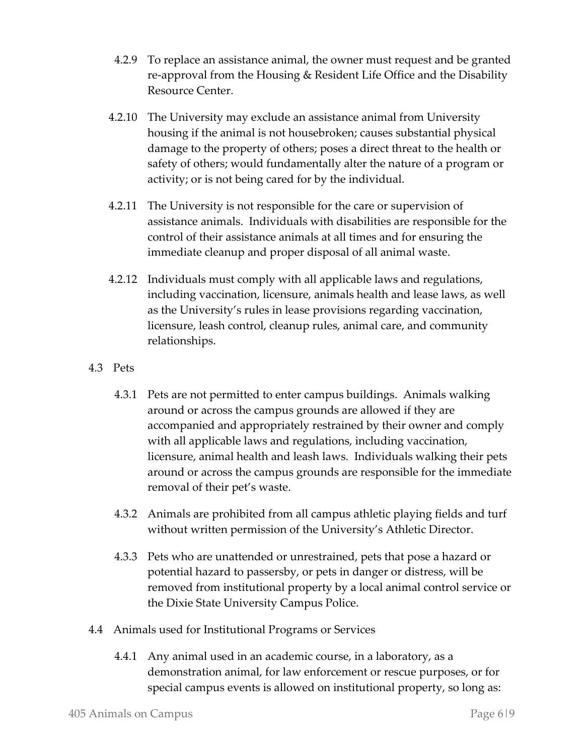4.2.9 To replace an assistance animal, the owner must request and be granted re-approval from the Housing & Resident Life Office and the Disability Resource Center.

4.2.10 The University may exclude an assistance animal from University housing if the animal is not housebroken; causes substantial physical damage to the property of others; poses a direct threat to the health or safety of others; would fundamentally alter the nature of a program or activity; or is not being cared for by the individual.

4.2.11 The University is not responsible for the care or supervision of assistance animals. Individuals with disabilities are responsible for the control of their assistance animals at all times and for ensuring the immediate cleanup and proper disposal of all animal waste.

4.2.12 Individuals must comply with all applicable laws and regulations, including vaccination, licensure, animals health and lease laws, as well as the University's rules in lease provisions regarding vaccination, licensure, leash control, cleanup rules, animal care, and community relationships.

4.3 Pets

4.3.1 Pets are not permitted to enter campus buildings. Animals walking around or across the campus grounds are allowed if they are accompanied and appropriately restrained by their owner and comply with all applicable laws and regulations, including vaccination, licensure, animal health and leash laws. Individuals walking their pets around or across the campus grounds are responsible for the immediate removal of their pet's waste.

4.3.2 Animals are prohibited from all campus athletic playing fields and turf without written permission of the University's Athletic Director.

4.3.3 Pets who are unattended or unrestrained, pets that pose a hazard or potential hazard to passersby, or pets in danger or distress, will be removed from institutional property by a local animal control service or the Dixie State University Campus Police.

4.4 Animals used for Institutional Programs or Services

4.4.1 Any animal used in an academic course, in a laboratory, as a demonstration animal, for law enforcement or rescue purposes, or for special campus events is allowed on institutional property, so long as: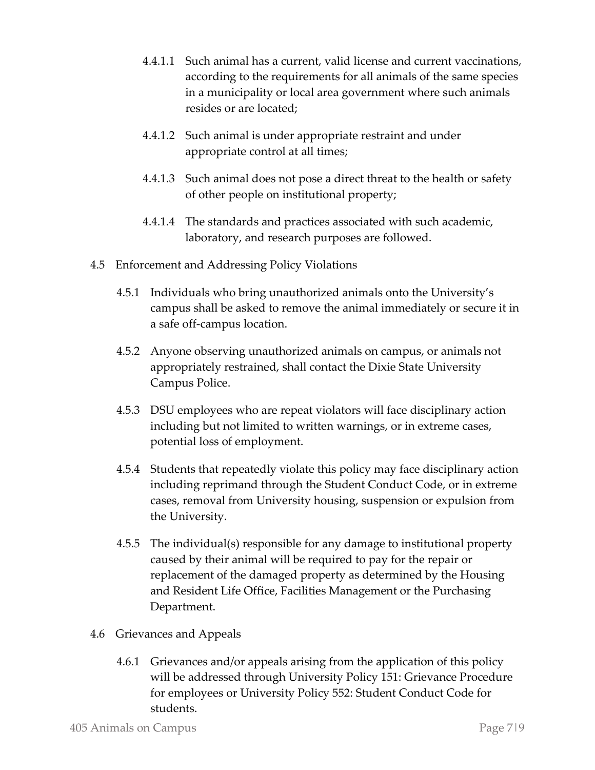4.4.1.1 Such animal has a current, valid license and current vaccinations, according to the requirements for all animals of the same species in a municipality or local area government where such animals resides or are located;

4.4.1.2 Such animal is under appropriate restraint and under appropriate control at all times;

4.4.1.3 Such animal does not pose a direct threat to the health or safety of other people on institutional property;

4.4.1.4 The standards and practices associated with such academic, laboratory, and research purposes are followed.

4.5 Enforcement and Addressing Policy Violations

4.5.1 Individuals who bring unauthorized animals onto the University's campus shall be asked to remove the animal immediately or secure it in a safe off-campus location.

4.5.2 Anyone observing unauthorized animals on campus, or animals not appropriately restrained, shall contact the Dixie State University Campus Police.

4.5.3 DSU employees who are repeat violators will face disciplinary action including but not limited to written warnings, or in extreme cases, potential loss of employment.

4.5.4 Students that repeatedly violate this policy may face disciplinary action including reprimand through the Student Conduct Code, or in extreme cases, removal from University housing, suspension or expulsion from the University.

4.5.5 The individual(s) responsible for any damage to institutional property caused by their animal will be required to pay for the repair or replacement of the damaged property as determined by the Housing and Resident Life Office, Facilities Management or the Purchasing Department.

4.6 Grievances and Appeals

4.6.1 Grievances and/or appeals arising from the application of this policy will be addressed through University Policy 151: Grievance Procedure for employees or University Policy 552: Student Conduct Code for students.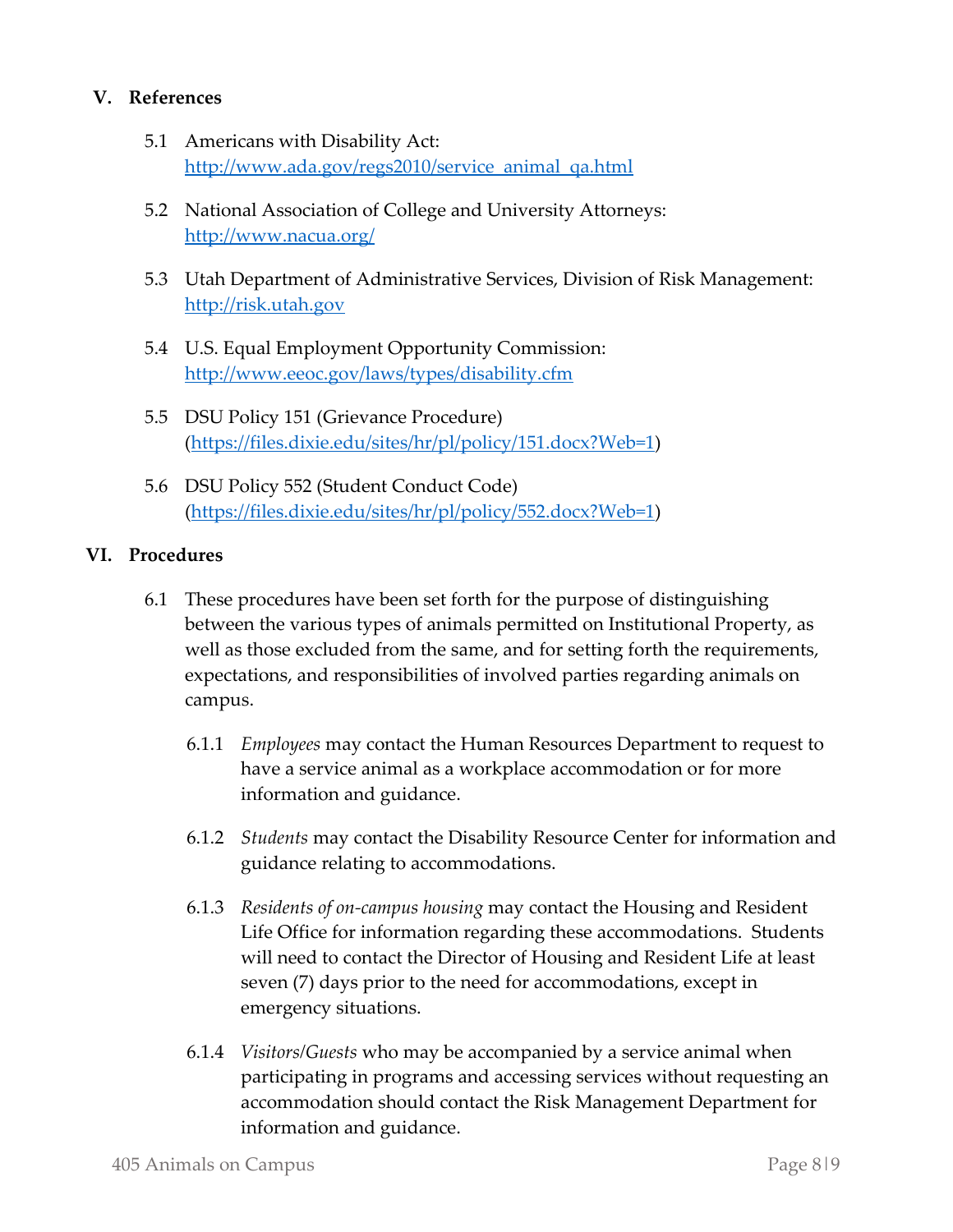## V. References

5.1 Americans with Disability Act: [http://www.ada.gov/regs2010/service_animal_qa.html](http://www.ada.gov/regs2010/service_animal_qa.html)

5.2 National Association of College and University Attorneys: [http://www.nacua.org/](http://www.nacua.org/)

5.3 Utah Department of Administrative Services, Division of Risk Management: [http://risk.utah.gov](http://risk.utah.gov)

5.4 U.S. Equal Employment Opportunity Commission: [http://www.eeoc.gov/laws/types/disability.cfm](http://www.eeoc.gov/laws/types/disability.cfm)

5.5 DSU Policy 151 (Grievance Procedure) ([https://files.dixie.edu/sites/hr/pl/policy/151.docx?Web=1](https://files.dixie.edu/sites/hr/pl/policy/151.docx?Web=1))

5.6 DSU Policy 552 (Student Conduct Code) ([https://files.dixie.edu/sites/hr/pl/policy/552.docx?Web=1](https://files.dixie.edu/sites/hr/pl/policy/552.docx?Web=1))

## VI. Procedures

6.1 These procedures have been set forth for the purpose of distinguishing between the various types of animals permitted on Institutional Property, as well as those excluded from the same, and for setting forth the requirements, expectations, and responsibilities of involved parties regarding animals on campus.

6.1.1 *Employees* may contact the Human Resources Department to request to have a service animal as a workplace accommodation or for more information and guidance.

6.1.2 *Students* may contact the Disability Resource Center for information and guidance relating to accommodations.

6.1.3 *Residents of on-campus housing* may contact the Housing and Resident Life Office for information regarding these accommodations. Students will need to contact the Director of Housing and Resident Life at least seven (7) days prior to the need for accommodations, except in emergency situations.

6.1.4 *Visitors/Guests* who may be accompanied by a service animal when participating in programs and accessing services without requesting an accommodation should contact the Risk Management Department for information and guidance.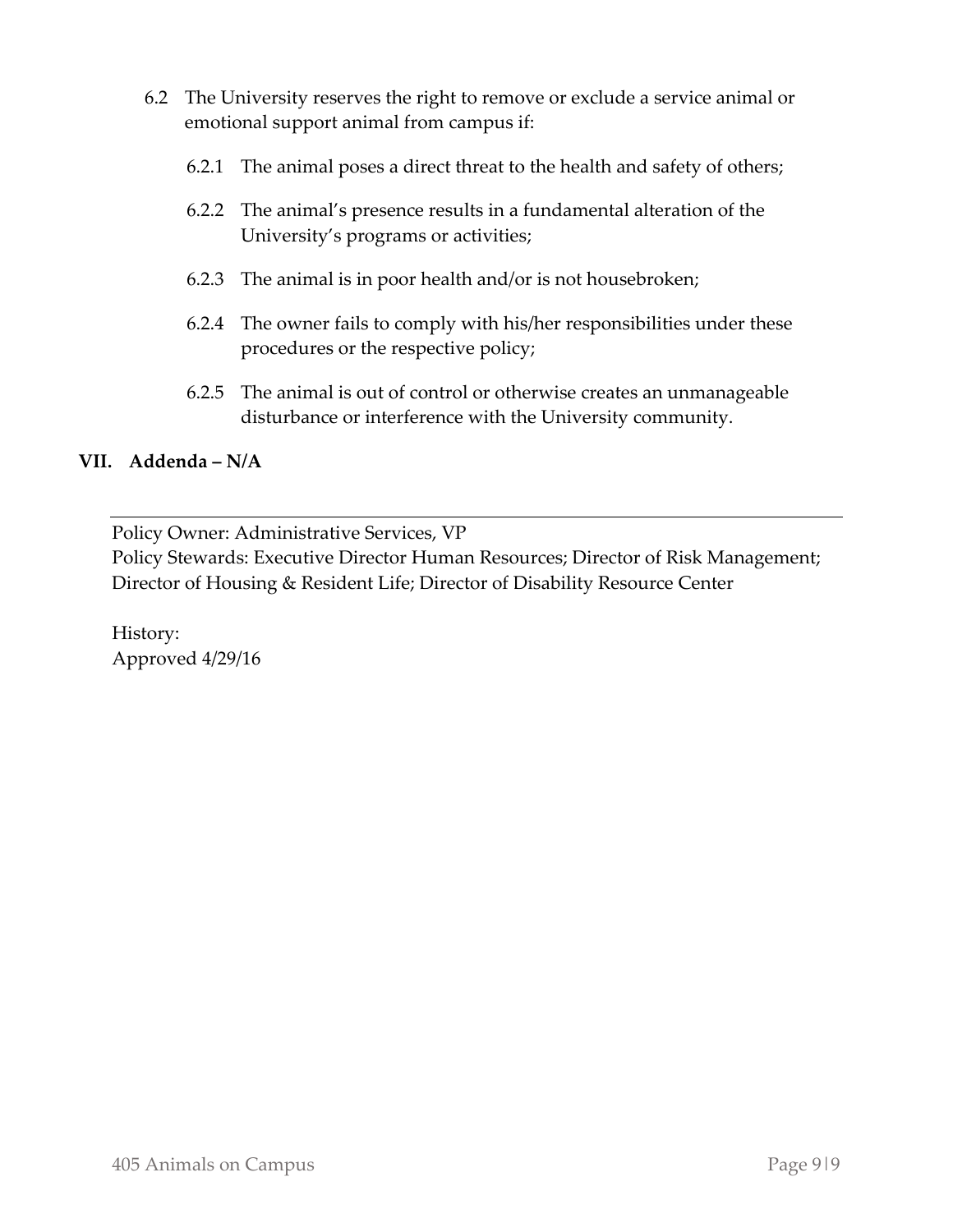6.2 The University reserves the right to remove or exclude a service animal or emotional support animal from campus if:

6.2.1 The animal poses a direct threat to the health and safety of others;

6.2.2 The animal's presence results in a fundamental alteration of the University's programs or activities;

6.2.3 The animal is in poor health and/or is not housebroken;

6.2.4 The owner fails to comply with his/her responsibilities under these procedures or the respective policy;

6.2.5 The animal is out of control or otherwise creates an unmanageable disturbance or interference with the University community.

## VII. Addenda – N/A

---

Policy Owner: Administrative Services, VP
Policy Stewards: Executive Director Human Resources; Director of Risk Management; Director of Housing & Resident Life; Director of Disability Resource Center

History:
Approved 4/29/16